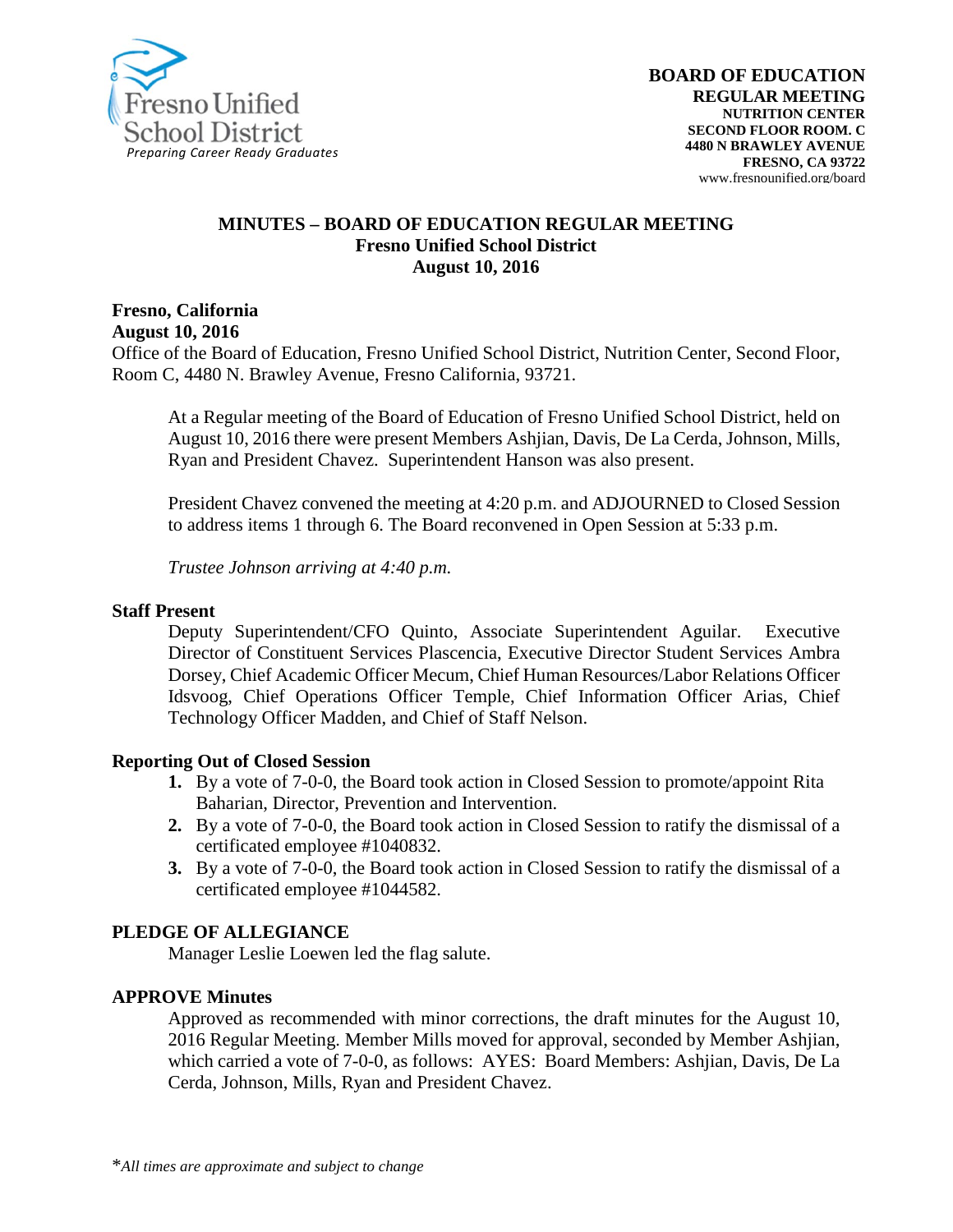Fresno Unified School District
*Preparing Career Ready Graduates*

**BOARD OF EDUCATION**
**REGULAR MEETING**
**NUTRITION CENTER**
**SECOND FLOOR ROOM. C**
**4480 N BRAWLEY AVENUE**
**FRESNO, CA 93722**
www.fresnounified.org/board

# MINUTES – BOARD OF EDUCATION REGULAR MEETING
## Fresno Unified School District
## August 10, 2016

**Fresno, California**
**August 10, 2016**
Office of the Board of Education, Fresno Unified School District, Nutrition Center, Second Floor, Room C, 4480 N. Brawley Avenue, Fresno California, 93721.

At a Regular meeting of the Board of Education of Fresno Unified School District, held on August 10, 2016 there were present Members Ashjian, Davis, De La Cerda, Johnson, Mills, Ryan and President Chavez. Superintendent Hanson was also present.

President Chavez convened the meeting at 4:20 p.m. and ADJOURNED to Closed Session to address items 1 through 6. The Board reconvened in Open Session at 5:33 p.m.

*Trustee Johnson arriving at 4:40 p.m.*

### Staff Present

Deputy Superintendent/CFO Quinto, Associate Superintendent Aguilar. Executive Director of Constituent Services Plascencia, Executive Director Student Services Ambra Dorsey, Chief Academic Officer Mecum, Chief Human Resources/Labor Relations Officer Idsvoog, Chief Operations Officer Temple, Chief Information Officer Arias, Chief Technology Officer Madden, and Chief of Staff Nelson.

### Reporting Out of Closed Session

1. By a vote of 7-0-0, the Board took action in Closed Session to promote/appoint Rita Baharian, Director, Prevention and Intervention.
2. By a vote of 7-0-0, the Board took action in Closed Session to ratify the dismissal of a certificated employee #1040832.
3. By a vote of 7-0-0, the Board took action in Closed Session to ratify the dismissal of a certificated employee #1044582.

### PLEDGE OF ALLEGIANCE

Manager Leslie Loewen led the flag salute.

### APPROVE Minutes

Approved as recommended with minor corrections, the draft minutes for the August 10, 2016 Regular Meeting. Member Mills moved for approval, seconded by Member Ashjian, which carried a vote of 7-0-0, as follows: AYES: Board Members: Ashjian, Davis, De La Cerda, Johnson, Mills, Ryan and President Chavez.

*\*All times are approximate and subject to change*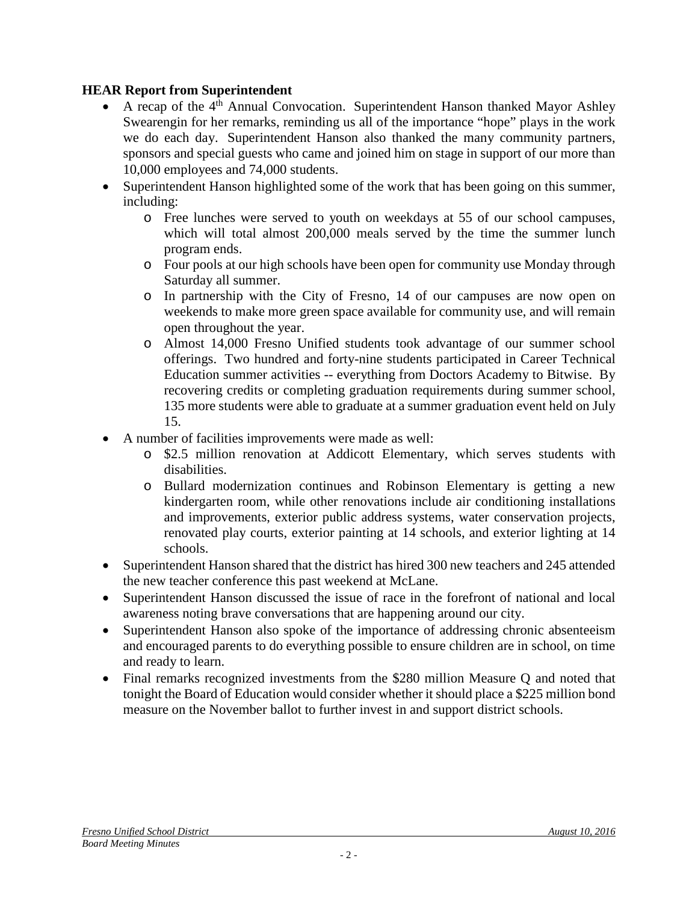**HEAR Report from Superintendent**

- A recap of the 4th Annual Convocation. Superintendent Hanson thanked Mayor Ashley Swearengin for her remarks, reminding us all of the importance "hope" plays in the work we do each day. Superintendent Hanson also thanked the many community partners, sponsors and special guests who came and joined him on stage in support of our more than 10,000 employees and 74,000 students.
- Superintendent Hanson highlighted some of the work that has been going on this summer, including:
    - Free lunches were served to youth on weekdays at 55 of our school campuses, which will total almost 200,000 meals served by the time the summer lunch program ends.
    - Four pools at our high schools have been open for community use Monday through Saturday all summer.
    - In partnership with the City of Fresno, 14 of our campuses are now open on weekends to make more green space available for community use, and will remain open throughout the year.
    - Almost 14,000 Fresno Unified students took advantage of our summer school offerings. Two hundred and forty-nine students participated in Career Technical Education summer activities -- everything from Doctors Academy to Bitwise. By recovering credits or completing graduation requirements during summer school, 135 more students were able to graduate at a summer graduation event held on July 15.
- A number of facilities improvements were made as well:
    - $2.5 million renovation at Addicott Elementary, which serves students with disabilities.
    - Bullard modernization continues and Robinson Elementary is getting a new kindergarten room, while other renovations include air conditioning installations and improvements, exterior public address systems, water conservation projects, renovated play courts, exterior painting at 14 schools, and exterior lighting at 14 schools.
- Superintendent Hanson shared that the district has hired 300 new teachers and 245 attended the new teacher conference this past weekend at McLane.
- Superintendent Hanson discussed the issue of race in the forefront of national and local awareness noting brave conversations that are happening around our city.
- Superintendent Hanson also spoke of the importance of addressing chronic absenteeism and encouraged parents to do everything possible to ensure children are in school, on time and ready to learn.
- Final remarks recognized investments from the $280 million Measure Q and noted that tonight the Board of Education would consider whether it should place a $225 million bond measure on the November ballot to further invest in and support district schools.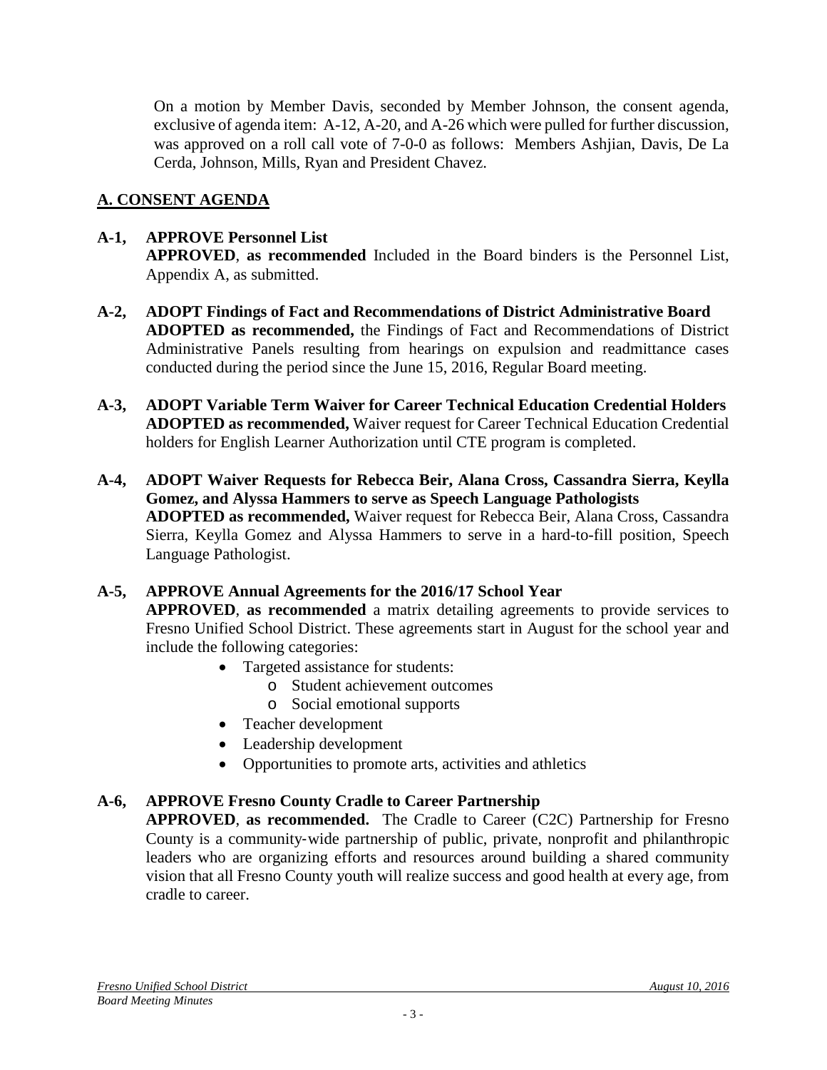On a motion by Member Davis, seconded by Member Johnson, the consent agenda, exclusive of agenda item: A-12, A-20, and A-26 which were pulled for further discussion, was approved on a roll call vote of 7-0-0 as follows: Members Ashjian, Davis, De La Cerda, Johnson, Mills, Ryan and President Chavez.

## A. CONSENT AGENDA

**A-1, APPROVE Personnel List**
**APPROVED**, **as recommended** Included in the Board binders is the Personnel List, Appendix A, as submitted.

**A-2, ADOPT Findings of Fact and Recommendations of District Administrative Board**
**ADOPTED as recommended,** the Findings of Fact and Recommendations of District Administrative Panels resulting from hearings on expulsion and readmittance cases conducted during the period since the June 15, 2016, Regular Board meeting.

**A-3, ADOPT Variable Term Waiver for Career Technical Education Credential Holders**
**ADOPTED as recommended,** Waiver request for Career Technical Education Credential holders for English Learner Authorization until CTE program is completed.

**A-4, ADOPT Waiver Requests for Rebecca Beir, Alana Cross, Cassandra Sierra, Keylla Gomez, and Alyssa Hammers to serve as Speech Language Pathologists**
**ADOPTED as recommended,** Waiver request for Rebecca Beir, Alana Cross, Cassandra Sierra, Keylla Gomez and Alyssa Hammers to serve in a hard-to-fill position, Speech Language Pathologist.

**A-5, APPROVE Annual Agreements for the 2016/17 School Year**
**APPROVED**, **as recommended** a matrix detailing agreements to provide services to Fresno Unified School District. These agreements start in August for the school year and include the following categories:

- Targeted assistance for students:
  - Student achievement outcomes
  - Social emotional supports
- Teacher development
- Leadership development
- Opportunities to promote arts, activities and athletics

**A-6, APPROVE Fresno County Cradle to Career Partnership**
**APPROVED**, **as recommended.** The Cradle to Career (C2C) Partnership for Fresno County is a community-wide partnership of public, private, nonprofit and philanthropic leaders who are organizing efforts and resources around building a shared community vision that all Fresno County youth will realize success and good health at every age, from cradle to career.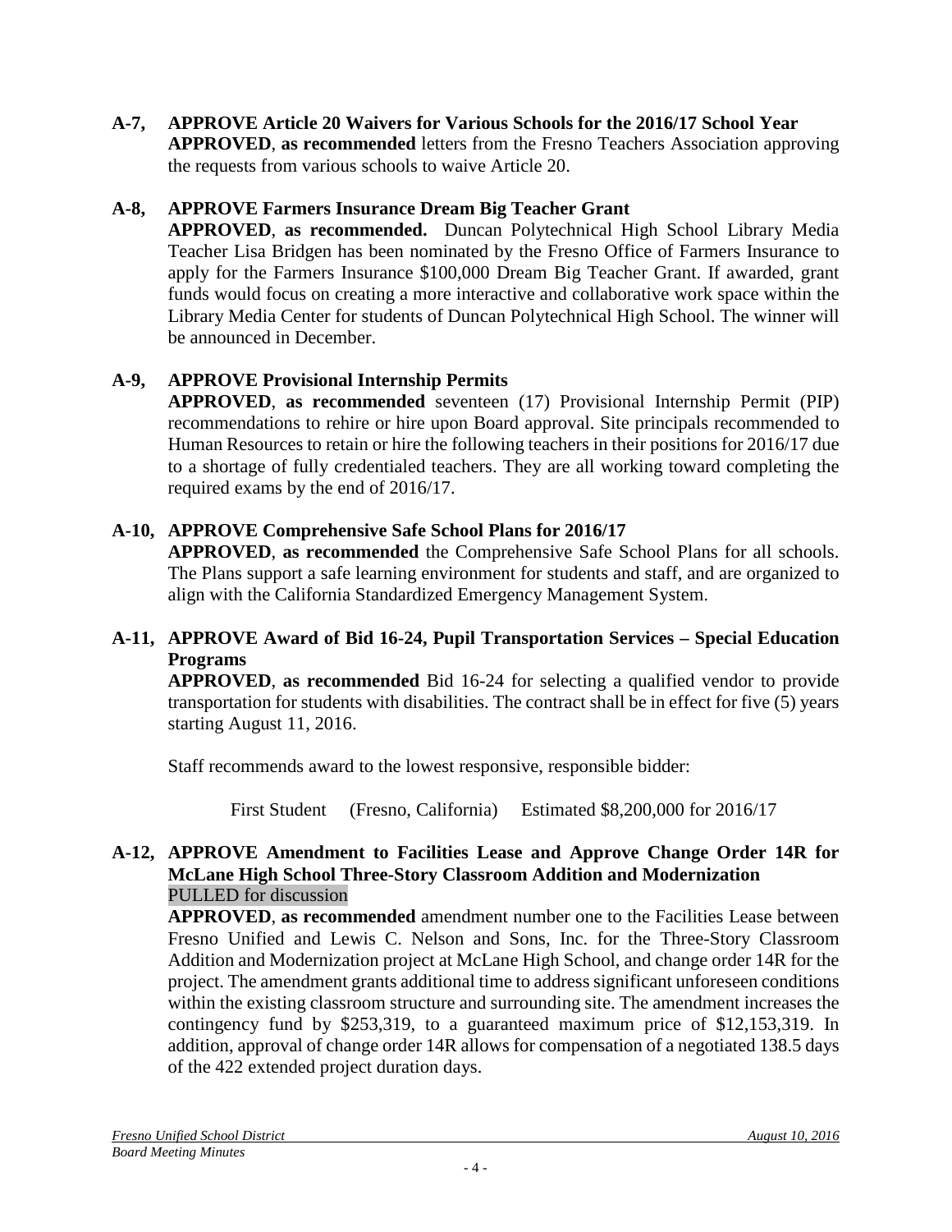**A-7, APPROVE Article 20 Waivers for Various Schools for the 2016/17 School Year**
**APPROVED**, **as recommended** letters from the Fresno Teachers Association approving the requests from various schools to waive Article 20.

**A-8, APPROVE Farmers Insurance Dream Big Teacher Grant**
**APPROVED**, **as recommended.** Duncan Polytechnical High School Library Media Teacher Lisa Bridgen has been nominated by the Fresno Office of Farmers Insurance to apply for the Farmers Insurance $100,000 Dream Big Teacher Grant. If awarded, grant funds would focus on creating a more interactive and collaborative work space within the Library Media Center for students of Duncan Polytechnical High School. The winner will be announced in December.

**A-9, APPROVE Provisional Internship Permits**
**APPROVED**, **as recommended** seventeen (17) Provisional Internship Permit (PIP) recommendations to rehire or hire upon Board approval. Site principals recommended to Human Resources to retain or hire the following teachers in their positions for 2016/17 due to a shortage of fully credentialed teachers. They are all working toward completing the required exams by the end of 2016/17.

**A-10, APPROVE Comprehensive Safe School Plans for 2016/17**
**APPROVED**, **as recommended** the Comprehensive Safe School Plans for all schools. The Plans support a safe learning environment for students and staff, and are organized to align with the California Standardized Emergency Management System.

**A-11, APPROVE Award of Bid 16-24, Pupil Transportation Services – Special Education Programs**
**APPROVED**, **as recommended** Bid 16-24 for selecting a qualified vendor to provide transportation for students with disabilities. The contract shall be in effect for five (5) years starting August 11, 2016.

Staff recommends award to the lowest responsive, responsible bidder:

First Student (Fresno, California) Estimated $8,200,000 for 2016/17

**A-12, APPROVE Amendment to Facilities Lease and Approve Change Order 14R for McLane High School Three-Story Classroom Addition and Modernization**
PULLED for discussion
**APPROVED**, **as recommended** amendment number one to the Facilities Lease between Fresno Unified and Lewis C. Nelson and Sons, Inc. for the Three-Story Classroom Addition and Modernization project at McLane High School, and change order 14R for the project. The amendment grants additional time to address significant unforeseen conditions within the existing classroom structure and surrounding site. The amendment increases the contingency fund by $253,319, to a guaranteed maximum price of $12,153,319. In addition, approval of change order 14R allows for compensation of a negotiated 138.5 days of the 422 extended project duration days.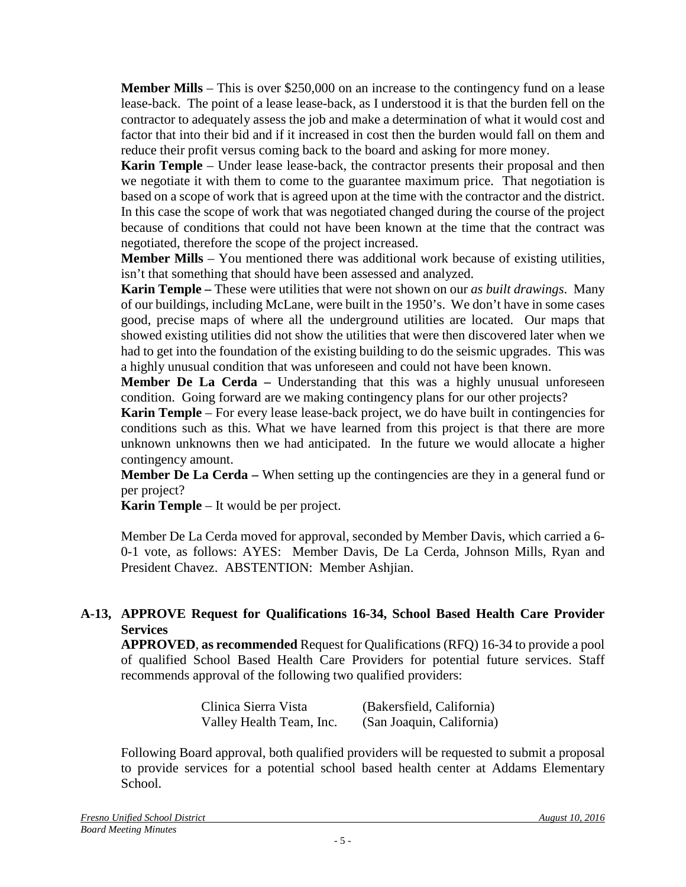**Member Mills** – This is over $250,000 on an increase to the contingency fund on a lease lease-back. The point of a lease lease-back, as I understood it is that the burden fell on the contractor to adequately assess the job and make a determination of what it would cost and factor that into their bid and if it increased in cost then the burden would fall on them and reduce their profit versus coming back to the board and asking for more money.

**Karin Temple** – Under lease lease-back, the contractor presents their proposal and then we negotiate it with them to come to the guarantee maximum price. That negotiation is based on a scope of work that is agreed upon at the time with the contractor and the district. In this case the scope of work that was negotiated changed during the course of the project because of conditions that could not have been known at the time that the contract was negotiated, therefore the scope of the project increased.

**Member Mills** – You mentioned there was additional work because of existing utilities, isn't that something that should have been assessed and analyzed.

**Karin Temple –** These were utilities that were not shown on our *as built drawings*. Many of our buildings, including McLane, were built in the 1950's. We don't have in some cases good, precise maps of where all the underground utilities are located. Our maps that showed existing utilities did not show the utilities that were then discovered later when we had to get into the foundation of the existing building to do the seismic upgrades. This was a highly unusual condition that was unforeseen and could not have been known.

**Member De La Cerda –** Understanding that this was a highly unusual unforeseen condition. Going forward are we making contingency plans for our other projects?

**Karin Temple** – For every lease lease-back project, we do have built in contingencies for conditions such as this. What we have learned from this project is that there are more unknown unknowns then we had anticipated. In the future we would allocate a higher contingency amount.

**Member De La Cerda –** When setting up the contingencies are they in a general fund or per project?

**Karin Temple** – It would be per project.

Member De La Cerda moved for approval, seconded by Member Davis, which carried a 6-0-1 vote, as follows: AYES: Member Davis, De La Cerda, Johnson Mills, Ryan and President Chavez. ABSTENTION: Member Ashjian.

**A-13, APPROVE Request for Qualifications 16-34, School Based Health Care Provider Services**

**APPROVED**, **as recommended** Request for Qualifications (RFQ) 16-34 to provide a pool of qualified School Based Health Care Providers for potential future services. Staff recommends approval of the following two qualified providers:

| | |
|---|---|
| Clinica Sierra Vista | (Bakersfield, California) |
| Valley Health Team, Inc. | (San Joaquin, California) |

Following Board approval, both qualified providers will be requested to submit a proposal to provide services for a potential school based health center at Addams Elementary School.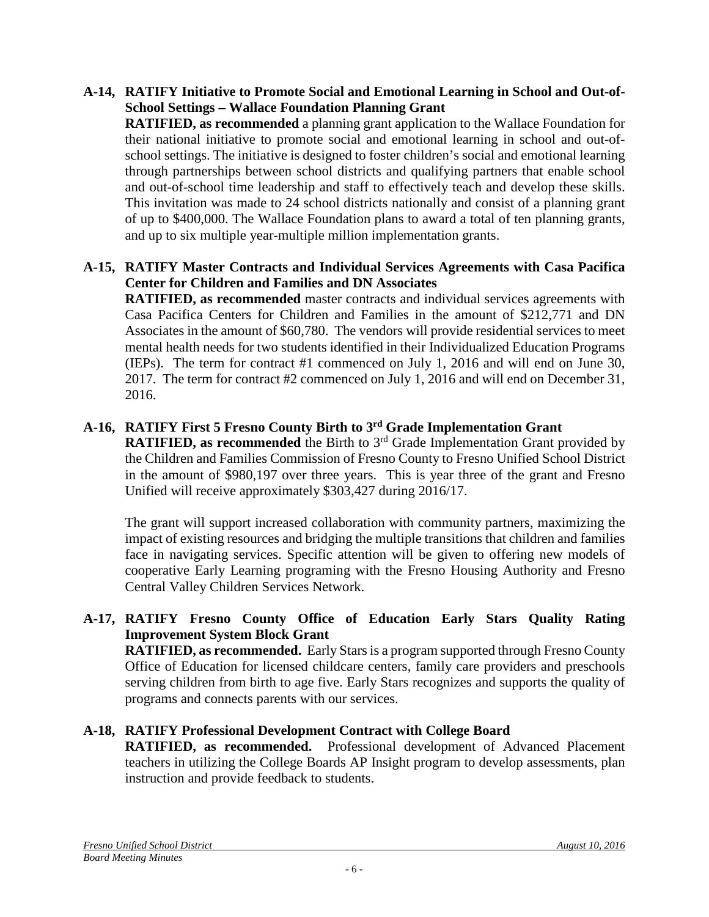**A-14, RATIFY Initiative to Promote Social and Emotional Learning in School and Out-of-School Settings – Wallace Foundation Planning Grant**

**RATIFIED, as recommended** a planning grant application to the Wallace Foundation for their national initiative to promote social and emotional learning in school and out-of-school settings. The initiative is designed to foster children's social and emotional learning through partnerships between school districts and qualifying partners that enable school and out-of-school time leadership and staff to effectively teach and develop these skills. This invitation was made to 24 school districts nationally and consist of a planning grant of up to $400,000. The Wallace Foundation plans to award a total of ten planning grants, and up to six multiple year-multiple million implementation grants.

**A-15, RATIFY Master Contracts and Individual Services Agreements with Casa Pacifica Center for Children and Families and DN Associates**

**RATIFIED, as recommended** master contracts and individual services agreements with Casa Pacifica Centers for Children and Families in the amount of $212,771 and DN Associates in the amount of $60,780. The vendors will provide residential services to meet mental health needs for two students identified in their Individualized Education Programs (IEPs). The term for contract #1 commenced on July 1, 2016 and will end on June 30, 2017. The term for contract #2 commenced on July 1, 2016 and will end on December 31, 2016.

**A-16, RATIFY First 5 Fresno County Birth to 3rd Grade Implementation Grant**

**RATIFIED, as recommended** the Birth to 3rd Grade Implementation Grant provided by the Children and Families Commission of Fresno County to Fresno Unified School District in the amount of $980,197 over three years. This is year three of the grant and Fresno Unified will receive approximately $303,427 during 2016/17.

The grant will support increased collaboration with community partners, maximizing the impact of existing resources and bridging the multiple transitions that children and families face in navigating services. Specific attention will be given to offering new models of cooperative Early Learning programing with the Fresno Housing Authority and Fresno Central Valley Children Services Network.

**A-17, RATIFY Fresno County Office of Education Early Stars Quality Rating Improvement System Block Grant**

**RATIFIED, as recommended.** Early Stars is a program supported through Fresno County Office of Education for licensed childcare centers, family care providers and preschools serving children from birth to age five. Early Stars recognizes and supports the quality of programs and connects parents with our services.

**A-18, RATIFY Professional Development Contract with College Board**

**RATIFIED, as recommended.** Professional development of Advanced Placement teachers in utilizing the College Boards AP Insight program to develop assessments, plan instruction and provide feedback to students.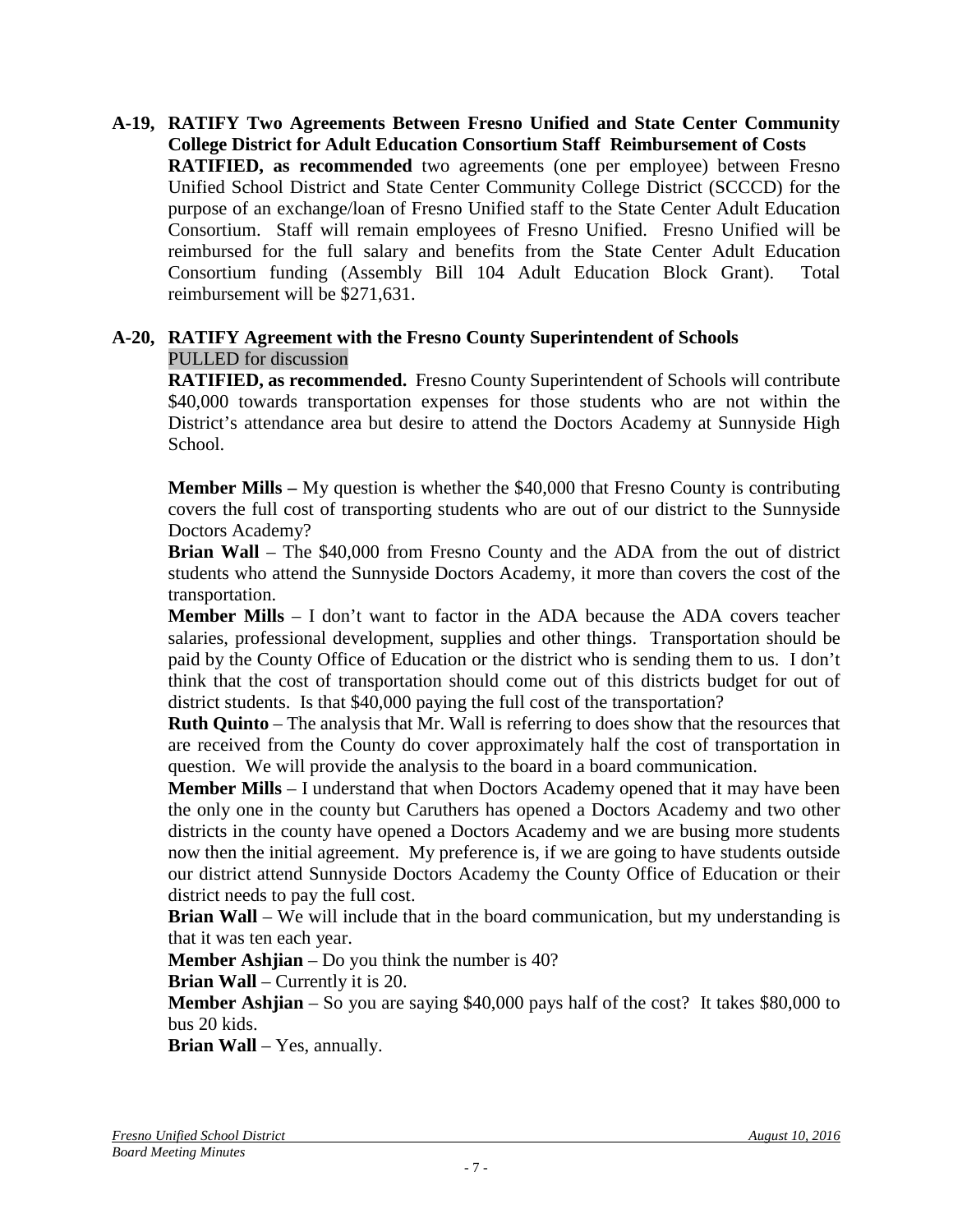**A-19, RATIFY Two Agreements Between Fresno Unified and State Center Community College District for Adult Education Consortium Staff Reimbursement of Costs**

**RATIFIED, as recommended** two agreements (one per employee) between Fresno Unified School District and State Center Community College District (SCCCD) for the purpose of an exchange/loan of Fresno Unified staff to the State Center Adult Education Consortium. Staff will remain employees of Fresno Unified. Fresno Unified will be reimbursed for the full salary and benefits from the State Center Adult Education Consortium funding (Assembly Bill 104 Adult Education Block Grant). Total reimbursement will be $271,631.

**A-20, RATIFY Agreement with the Fresno County Superintendent of Schools**

PULLED for discussion

**RATIFIED, as recommended.** Fresno County Superintendent of Schools will contribute $40,000 towards transportation expenses for those students who are not within the District's attendance area but desire to attend the Doctors Academy at Sunnyside High School.

**Member Mills –** My question is whether the $40,000 that Fresno County is contributing covers the full cost of transporting students who are out of our district to the Sunnyside Doctors Academy?

**Brian Wall** – The $40,000 from Fresno County and the ADA from the out of district students who attend the Sunnyside Doctors Academy, it more than covers the cost of the transportation.

**Member Mills** – I don't want to factor in the ADA because the ADA covers teacher salaries, professional development, supplies and other things. Transportation should be paid by the County Office of Education or the district who is sending them to us. I don't think that the cost of transportation should come out of this districts budget for out of district students. Is that $40,000 paying the full cost of the transportation?

**Ruth Quinto** – The analysis that Mr. Wall is referring to does show that the resources that are received from the County do cover approximately half the cost of transportation in question. We will provide the analysis to the board in a board communication.

**Member Mills** – I understand that when Doctors Academy opened that it may have been the only one in the county but Caruthers has opened a Doctors Academy and two other districts in the county have opened a Doctors Academy and we are busing more students now then the initial agreement. My preference is, if we are going to have students outside our district attend Sunnyside Doctors Academy the County Office of Education or their district needs to pay the full cost.

**Brian Wall** – We will include that in the board communication, but my understanding is that it was ten each year.

**Member Ashjian** – Do you think the number is 40?

**Brian Wall** – Currently it is 20.

**Member Ashjian** – So you are saying $40,000 pays half of the cost? It takes $80,000 to bus 20 kids.

**Brian Wall** – Yes, annually.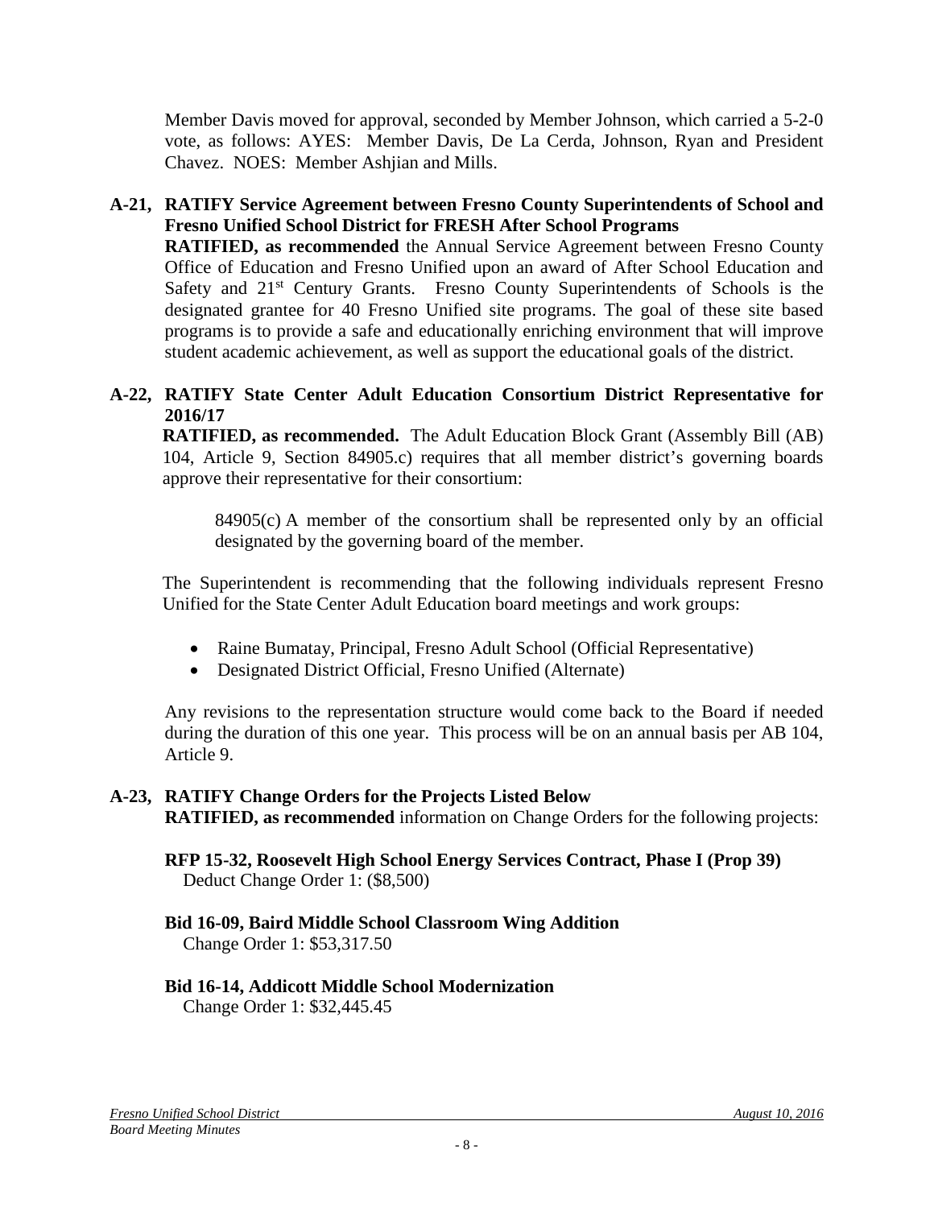Member Davis moved for approval, seconded by Member Johnson, which carried a 5-2-0 vote, as follows: AYES: Member Davis, De La Cerda, Johnson, Ryan and President Chavez. NOES: Member Ashjian and Mills.

**A-21, RATIFY Service Agreement between Fresno County Superintendents of School and Fresno Unified School District for FRESH After School Programs**

**RATIFIED, as recommended** the Annual Service Agreement between Fresno County Office of Education and Fresno Unified upon an award of After School Education and Safety and 21st Century Grants. Fresno County Superintendents of Schools is the designated grantee for 40 Fresno Unified site programs. The goal of these site based programs is to provide a safe and educationally enriching environment that will improve student academic achievement, as well as support the educational goals of the district.

**A-22, RATIFY State Center Adult Education Consortium District Representative for 2016/17**

**RATIFIED, as recommended.** The Adult Education Block Grant (Assembly Bill (AB) 104, Article 9, Section 84905.c) requires that all member district's governing boards approve their representative for their consortium:

> 84905(c) A member of the consortium shall be represented only by an official designated by the governing board of the member.

The Superintendent is recommending that the following individuals represent Fresno Unified for the State Center Adult Education board meetings and work groups:

- Raine Bumatay, Principal, Fresno Adult School (Official Representative)
- Designated District Official, Fresno Unified (Alternate)

Any revisions to the representation structure would come back to the Board if needed during the duration of this one year. This process will be on an annual basis per AB 104, Article 9.

**A-23, RATIFY Change Orders for the Projects Listed Below**

**RATIFIED, as recommended** information on Change Orders for the following projects:

**RFP 15-32, Roosevelt High School Energy Services Contract, Phase I (Prop 39)**
Deduct Change Order 1: ($8,500)

**Bid 16-09, Baird Middle School Classroom Wing Addition**
Change Order 1: $53,317.50

**Bid 16-14, Addicott Middle School Modernization**
Change Order 1: $32,445.45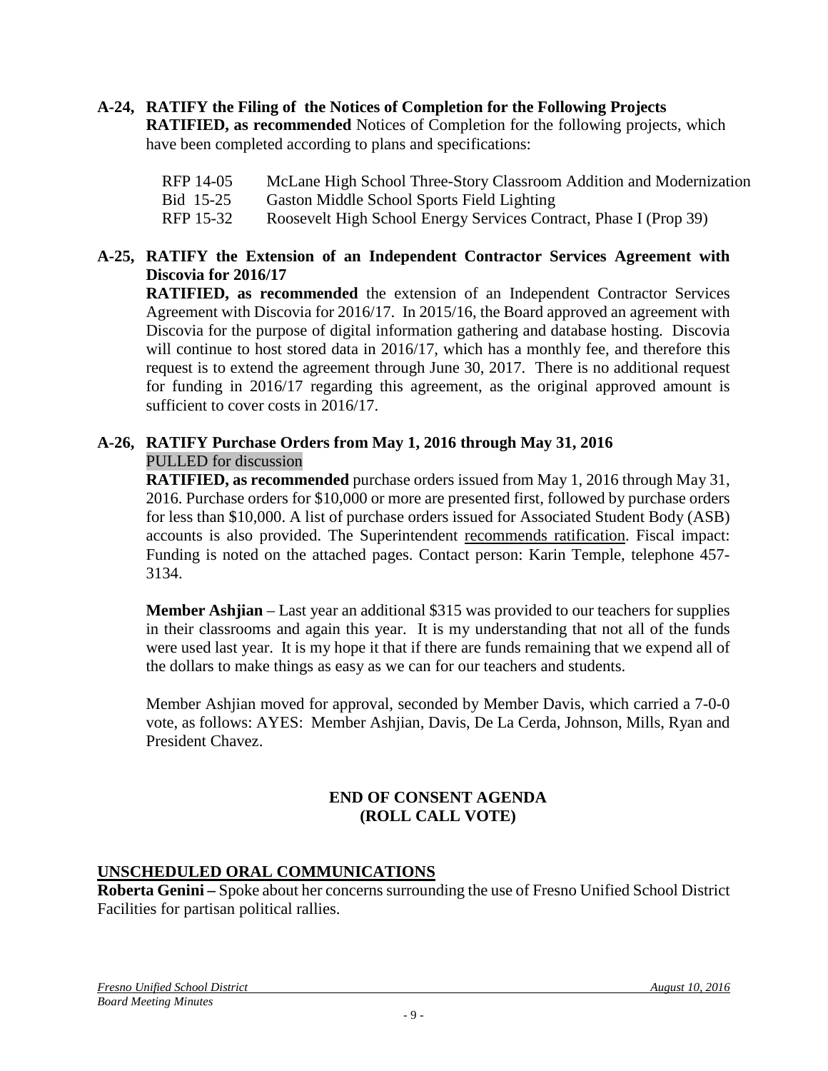**A-24, RATIFY the Filing of the Notices of Completion for the Following Projects**

**RATIFIED, as recommended** Notices of Completion for the following projects, which have been completed according to plans and specifications:

| | |
|---|---|
| RFP 14-05 | McLane High School Three-Story Classroom Addition and Modernization |
| Bid 15-25 | Gaston Middle School Sports Field Lighting |
| RFP 15-32 | Roosevelt High School Energy Services Contract, Phase I (Prop 39) |

**A-25, RATIFY the Extension of an Independent Contractor Services Agreement with Discovia for 2016/17**

**RATIFIED, as recommended** the extension of an Independent Contractor Services Agreement with Discovia for 2016/17. In 2015/16, the Board approved an agreement with Discovia for the purpose of digital information gathering and database hosting. Discovia will continue to host stored data in 2016/17, which has a monthly fee, and therefore this request is to extend the agreement through June 30, 2017. There is no additional request for funding in 2016/17 regarding this agreement, as the original approved amount is sufficient to cover costs in 2016/17.

**A-26, RATIFY Purchase Orders from May 1, 2016 through May 31, 2016**

PULLED for discussion

**RATIFIED, as recommended** purchase orders issued from May 1, 2016 through May 31, 2016. Purchase orders for $10,000 or more are presented first, followed by purchase orders for less than $10,000. A list of purchase orders issued for Associated Student Body (ASB) accounts is also provided. The Superintendent recommends ratification. Fiscal impact: Funding is noted on the attached pages. Contact person: Karin Temple, telephone 457-3134.

**Member Ashjian** – Last year an additional $315 was provided to our teachers for supplies in their classrooms and again this year. It is my understanding that not all of the funds were used last year. It is my hope it that if there are funds remaining that we expend all of the dollars to make things as easy as we can for our teachers and students.

Member Ashjian moved for approval, seconded by Member Davis, which carried a 7-0-0 vote, as follows: AYES: Member Ashjian, Davis, De La Cerda, Johnson, Mills, Ryan and President Chavez.

**END OF CONSENT AGENDA**
**(ROLL CALL VOTE)**

## UNSCHEDULED ORAL COMMUNICATIONS

**Roberta Genini –** Spoke about her concerns surrounding the use of Fresno Unified School District Facilities for partisan political rallies.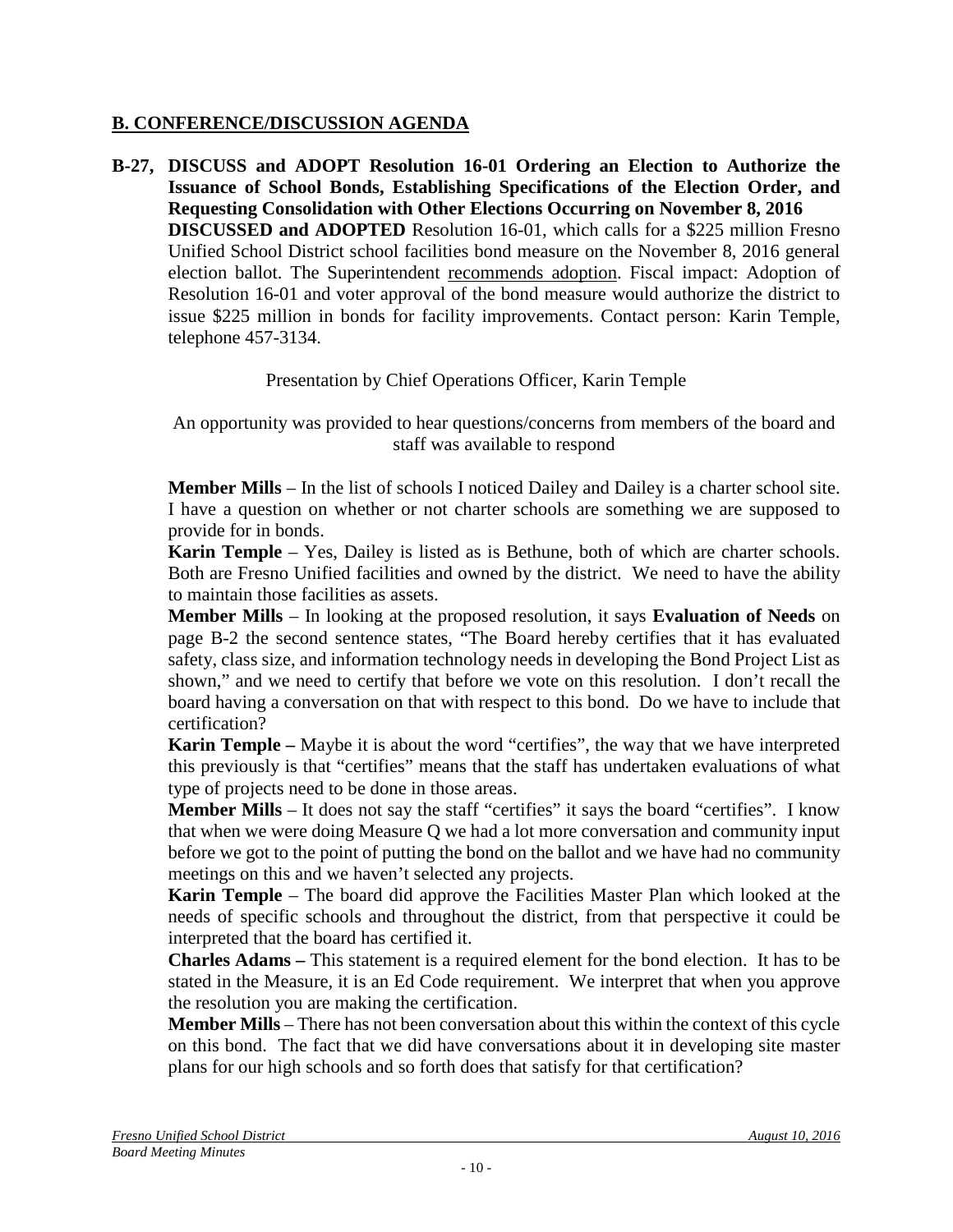## B. CONFERENCE/DISCUSSION AGENDA

**B-27, DISCUSS and ADOPT Resolution 16-01 Ordering an Election to Authorize the Issuance of School Bonds, Establishing Specifications of the Election Order, and Requesting Consolidation with Other Elections Occurring on November 8, 2016**

**DISCUSSED and ADOPTED** Resolution 16-01, which calls for a $225 million Fresno Unified School District school facilities bond measure on the November 8, 2016 general election ballot. The Superintendent recommends adoption. Fiscal impact: Adoption of Resolution 16-01 and voter approval of the bond measure would authorize the district to issue $225 million in bonds for facility improvements. Contact person: Karin Temple, telephone 457-3134.

Presentation by Chief Operations Officer, Karin Temple

An opportunity was provided to hear questions/concerns from members of the board and staff was available to respond

**Member Mills** – In the list of schools I noticed Dailey and Dailey is a charter school site. I have a question on whether or not charter schools are something we are supposed to provide for in bonds.

**Karin Temple** – Yes, Dailey is listed as is Bethune, both of which are charter schools. Both are Fresno Unified facilities and owned by the district. We need to have the ability to maintain those facilities as assets.

**Member Mills** – In looking at the proposed resolution, it says **Evaluation of Needs** on page B-2 the second sentence states, "The Board hereby certifies that it has evaluated safety, class size, and information technology needs in developing the Bond Project List as shown," and we need to certify that before we vote on this resolution. I don't recall the board having a conversation on that with respect to this bond. Do we have to include that certification?

**Karin Temple –** Maybe it is about the word "certifies", the way that we have interpreted this previously is that "certifies" means that the staff has undertaken evaluations of what type of projects need to be done in those areas.

**Member Mills** – It does not say the staff "certifies" it says the board "certifies". I know that when we were doing Measure Q we had a lot more conversation and community input before we got to the point of putting the bond on the ballot and we have had no community meetings on this and we haven't selected any projects.

**Karin Temple** – The board did approve the Facilities Master Plan which looked at the needs of specific schools and throughout the district, from that perspective it could be interpreted that the board has certified it.

**Charles Adams –** This statement is a required element for the bond election. It has to be stated in the Measure, it is an Ed Code requirement. We interpret that when you approve the resolution you are making the certification.

**Member Mills** – There has not been conversation about this within the context of this cycle on this bond. The fact that we did have conversations about it in developing site master plans for our high schools and so forth does that satisfy for that certification?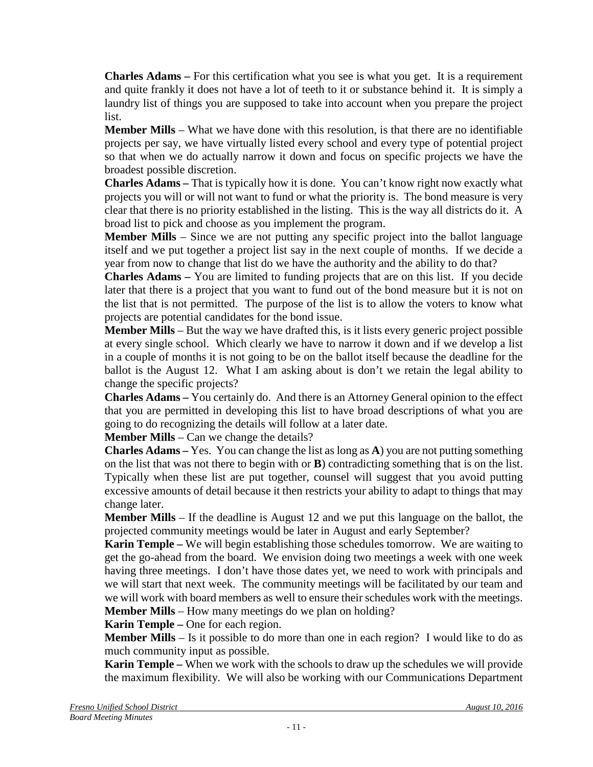**Charles Adams –** For this certification what you see is what you get. It is a requirement and quite frankly it does not have a lot of teeth to it or substance behind it. It is simply a laundry list of things you are supposed to take into account when you prepare the project list.

**Member Mills** – What we have done with this resolution, is that there are no identifiable projects per say, we have virtually listed every school and every type of potential project so that when we do actually narrow it down and focus on specific projects we have the broadest possible discretion.

**Charles Adams –** That is typically how it is done. You can't know right now exactly what projects you will or will not want to fund or what the priority is. The bond measure is very clear that there is no priority established in the listing. This is the way all districts do it. A broad list to pick and choose as you implement the program.

**Member Mills** – Since we are not putting any specific project into the ballot language itself and we put together a project list say in the next couple of months. If we decide a year from now to change that list do we have the authority and the ability to do that?

**Charles Adams –** You are limited to funding projects that are on this list. If you decide later that there is a project that you want to fund out of the bond measure but it is not on the list that is not permitted. The purpose of the list is to allow the voters to know what projects are potential candidates for the bond issue.

**Member Mills** – But the way we have drafted this, is it lists every generic project possible at every single school. Which clearly we have to narrow it down and if we develop a list in a couple of months it is not going to be on the ballot itself because the deadline for the ballot is the August 12. What I am asking about is don't we retain the legal ability to change the specific projects?

**Charles Adams –** You certainly do. And there is an Attorney General opinion to the effect that you are permitted in developing this list to have broad descriptions of what you are going to do recognizing the details will follow at a later date.

**Member Mills** – Can we change the details?

**Charles Adams –** Yes. You can change the list as long as **A**) you are not putting something on the list that was not there to begin with or **B**) contradicting something that is on the list. Typically when these list are put together, counsel will suggest that you avoid putting excessive amounts of detail because it then restricts your ability to adapt to things that may change later.

**Member Mills** – If the deadline is August 12 and we put this language on the ballot, the projected community meetings would be later in August and early September?

**Karin Temple –** We will begin establishing those schedules tomorrow. We are waiting to get the go-ahead from the board. We envision doing two meetings a week with one week having three meetings. I don't have those dates yet, we need to work with principals and we will start that next week. The community meetings will be facilitated by our team and we will work with board members as well to ensure their schedules work with the meetings.

**Member Mills** – How many meetings do we plan on holding?

**Karin Temple –** One for each region.

**Member Mills** – Is it possible to do more than one in each region? I would like to do as much community input as possible.

**Karin Temple –** When we work with the schools to draw up the schedules we will provide the maximum flexibility. We will also be working with our Communications Department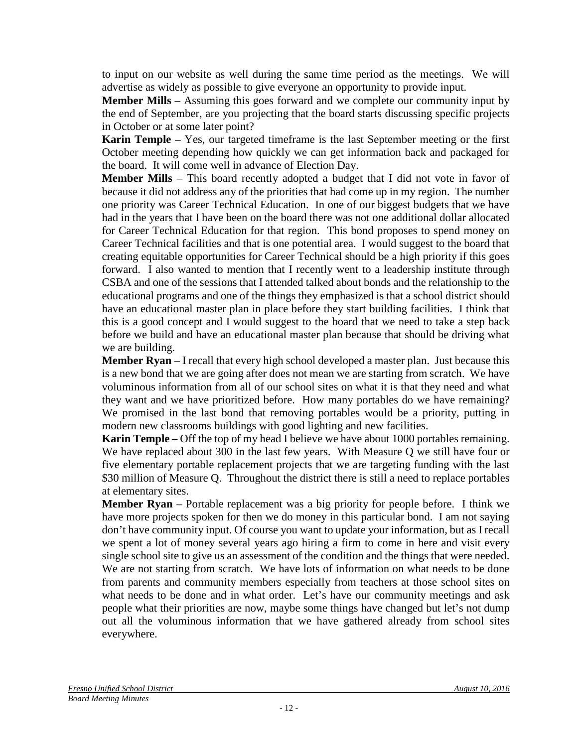to input on our website as well during the same time period as the meetings. We will advertise as widely as possible to give everyone an opportunity to provide input.

**Member Mills** – Assuming this goes forward and we complete our community input by the end of September, are you projecting that the board starts discussing specific projects in October or at some later point?

**Karin Temple –** Yes, our targeted timeframe is the last September meeting or the first October meeting depending how quickly we can get information back and packaged for the board. It will come well in advance of Election Day.

**Member Mills** – This board recently adopted a budget that I did not vote in favor of because it did not address any of the priorities that had come up in my region. The number one priority was Career Technical Education. In one of our biggest budgets that we have had in the years that I have been on the board there was not one additional dollar allocated for Career Technical Education for that region. This bond proposes to spend money on Career Technical facilities and that is one potential area. I would suggest to the board that creating equitable opportunities for Career Technical should be a high priority if this goes forward. I also wanted to mention that I recently went to a leadership institute through CSBA and one of the sessions that I attended talked about bonds and the relationship to the educational programs and one of the things they emphasized is that a school district should have an educational master plan in place before they start building facilities. I think that this is a good concept and I would suggest to the board that we need to take a step back before we build and have an educational master plan because that should be driving what we are building.

**Member Ryan** – I recall that every high school developed a master plan. Just because this is a new bond that we are going after does not mean we are starting from scratch. We have voluminous information from all of our school sites on what it is that they need and what they want and we have prioritized before. How many portables do we have remaining? We promised in the last bond that removing portables would be a priority, putting in modern new classrooms buildings with good lighting and new facilities.

**Karin Temple –** Off the top of my head I believe we have about 1000 portables remaining. We have replaced about 300 in the last few years. With Measure Q we still have four or five elementary portable replacement projects that we are targeting funding with the last $30 million of Measure Q. Throughout the district there is still a need to replace portables at elementary sites.

**Member Ryan** – Portable replacement was a big priority for people before. I think we have more projects spoken for then we do money in this particular bond. I am not saying don't have community input. Of course you want to update your information, but as I recall we spent a lot of money several years ago hiring a firm to come in here and visit every single school site to give us an assessment of the condition and the things that were needed. We are not starting from scratch. We have lots of information on what needs to be done from parents and community members especially from teachers at those school sites on what needs to be done and in what order. Let's have our community meetings and ask people what their priorities are now, maybe some things have changed but let's not dump out all the voluminous information that we have gathered already from school sites everywhere.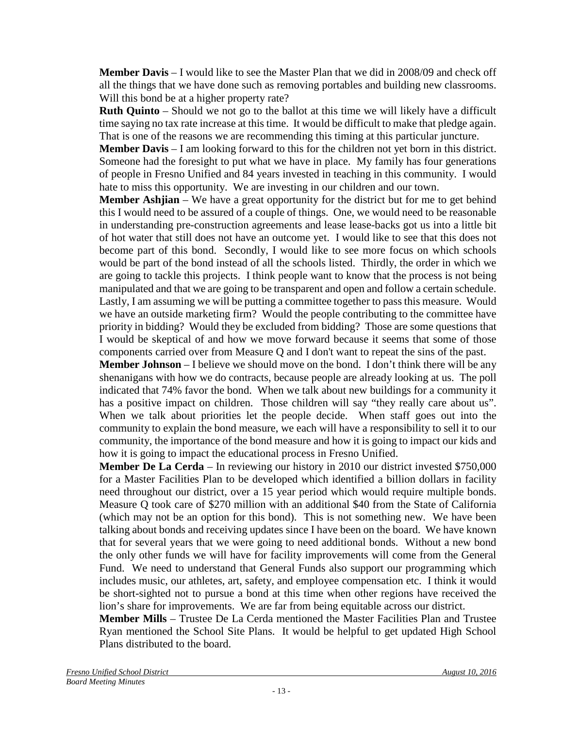**Member Davis** – I would like to see the Master Plan that we did in 2008/09 and check off all the things that we have done such as removing portables and building new classrooms. Will this bond be at a higher property rate?

**Ruth Quinto** – Should we not go to the ballot at this time we will likely have a difficult time saying no tax rate increase at this time. It would be difficult to make that pledge again. That is one of the reasons we are recommending this timing at this particular juncture.

**Member Davis** – I am looking forward to this for the children not yet born in this district. Someone had the foresight to put what we have in place. My family has four generations of people in Fresno Unified and 84 years invested in teaching in this community. I would hate to miss this opportunity. We are investing in our children and our town.

**Member Ashjian** – We have a great opportunity for the district but for me to get behind this I would need to be assured of a couple of things. One, we would need to be reasonable in understanding pre-construction agreements and lease lease-backs got us into a little bit of hot water that still does not have an outcome yet. I would like to see that this does not become part of this bond. Secondly, I would like to see more focus on which schools would be part of the bond instead of all the schools listed. Thirdly, the order in which we are going to tackle this projects. I think people want to know that the process is not being manipulated and that we are going to be transparent and open and follow a certain schedule. Lastly, I am assuming we will be putting a committee together to pass this measure. Would we have an outside marketing firm? Would the people contributing to the committee have priority in bidding? Would they be excluded from bidding? Those are some questions that I would be skeptical of and how we move forward because it seems that some of those components carried over from Measure Q and I don't want to repeat the sins of the past.

**Member Johnson** – I believe we should move on the bond. I don't think there will be any shenanigans with how we do contracts, because people are already looking at us. The poll indicated that 74% favor the bond. When we talk about new buildings for a community it has a positive impact on children. Those children will say "they really care about us". When we talk about priorities let the people decide. When staff goes out into the community to explain the bond measure, we each will have a responsibility to sell it to our community, the importance of the bond measure and how it is going to impact our kids and how it is going to impact the educational process in Fresno Unified.

**Member De La Cerda** – In reviewing our history in 2010 our district invested $750,000 for a Master Facilities Plan to be developed which identified a billion dollars in facility need throughout our district, over a 15 year period which would require multiple bonds. Measure Q took care of $270 million with an additional $40 from the State of California (which may not be an option for this bond). This is not something new. We have been talking about bonds and receiving updates since I have been on the board. We have known that for several years that we were going to need additional bonds. Without a new bond the only other funds we will have for facility improvements will come from the General Fund. We need to understand that General Funds also support our programming which includes music, our athletes, art, safety, and employee compensation etc. I think it would be short-sighted not to pursue a bond at this time when other regions have received the lion's share for improvements. We are far from being equitable across our district.

**Member Mills** – Trustee De La Cerda mentioned the Master Facilities Plan and Trustee Ryan mentioned the School Site Plans. It would be helpful to get updated High School Plans distributed to the board.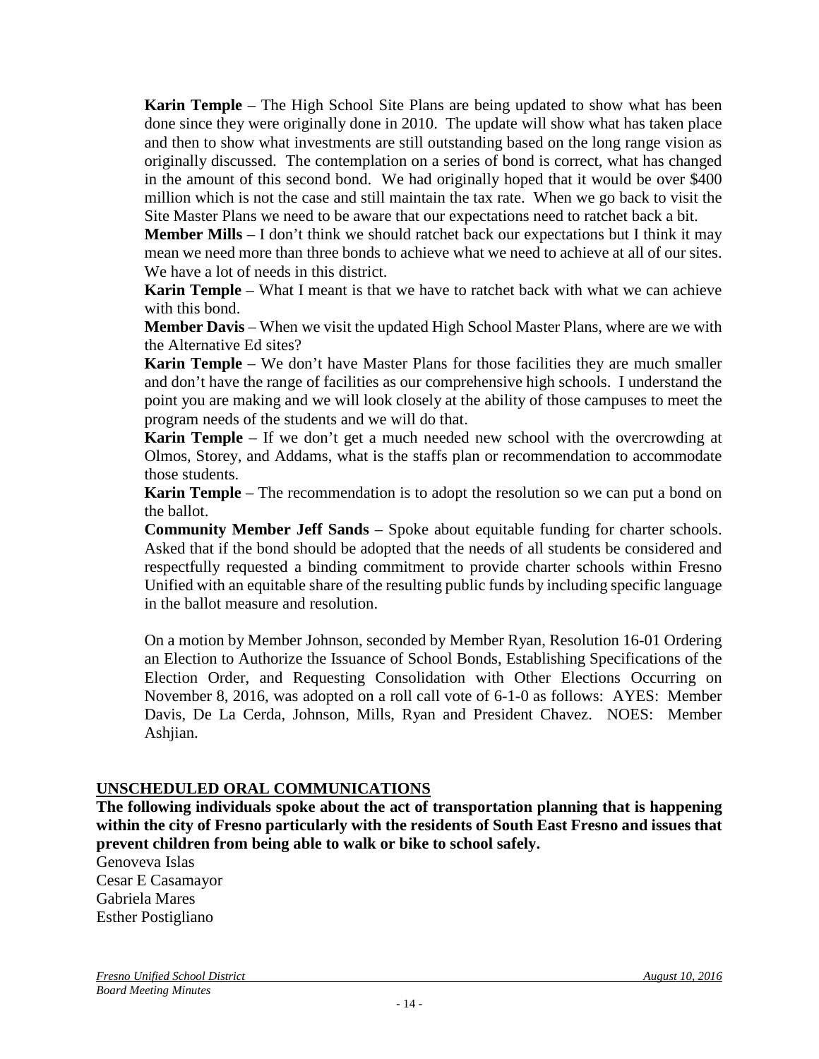**Karin Temple** – The High School Site Plans are being updated to show what has been done since they were originally done in 2010. The update will show what has taken place and then to show what investments are still outstanding based on the long range vision as originally discussed. The contemplation on a series of bond is correct, what has changed in the amount of this second bond. We had originally hoped that it would be over $400 million which is not the case and still maintain the tax rate. When we go back to visit the Site Master Plans we need to be aware that our expectations need to ratchet back a bit.

**Member Mills** – I don't think we should ratchet back our expectations but I think it may mean we need more than three bonds to achieve what we need to achieve at all of our sites. We have a lot of needs in this district.

**Karin Temple** – What I meant is that we have to ratchet back with what we can achieve with this bond.

**Member Davis** – When we visit the updated High School Master Plans, where are we with the Alternative Ed sites?

**Karin Temple** – We don't have Master Plans for those facilities they are much smaller and don't have the range of facilities as our comprehensive high schools. I understand the point you are making and we will look closely at the ability of those campuses to meet the program needs of the students and we will do that.

**Karin Temple** – If we don't get a much needed new school with the overcrowding at Olmos, Storey, and Addams, what is the staffs plan or recommendation to accommodate those students.

**Karin Temple** – The recommendation is to adopt the resolution so we can put a bond on the ballot.

**Community Member Jeff Sands** – Spoke about equitable funding for charter schools. Asked that if the bond should be adopted that the needs of all students be considered and respectfully requested a binding commitment to provide charter schools within Fresno Unified with an equitable share of the resulting public funds by including specific language in the ballot measure and resolution.

On a motion by Member Johnson, seconded by Member Ryan, Resolution 16-01 Ordering an Election to Authorize the Issuance of School Bonds, Establishing Specifications of the Election Order, and Requesting Consolidation with Other Elections Occurring on November 8, 2016, was adopted on a roll call vote of 6-1-0 as follows: AYES: Member Davis, De La Cerda, Johnson, Mills, Ryan and President Chavez. NOES: Member Ashjian.

## UNSCHEDULED ORAL COMMUNICATIONS

**The following individuals spoke about the act of transportation planning that is happening within the city of Fresno particularly with the residents of South East Fresno and issues that prevent children from being able to walk or bike to school safely.**

Genoveva Islas
Cesar E Casamayor
Gabriela Mares
Esther Postigliano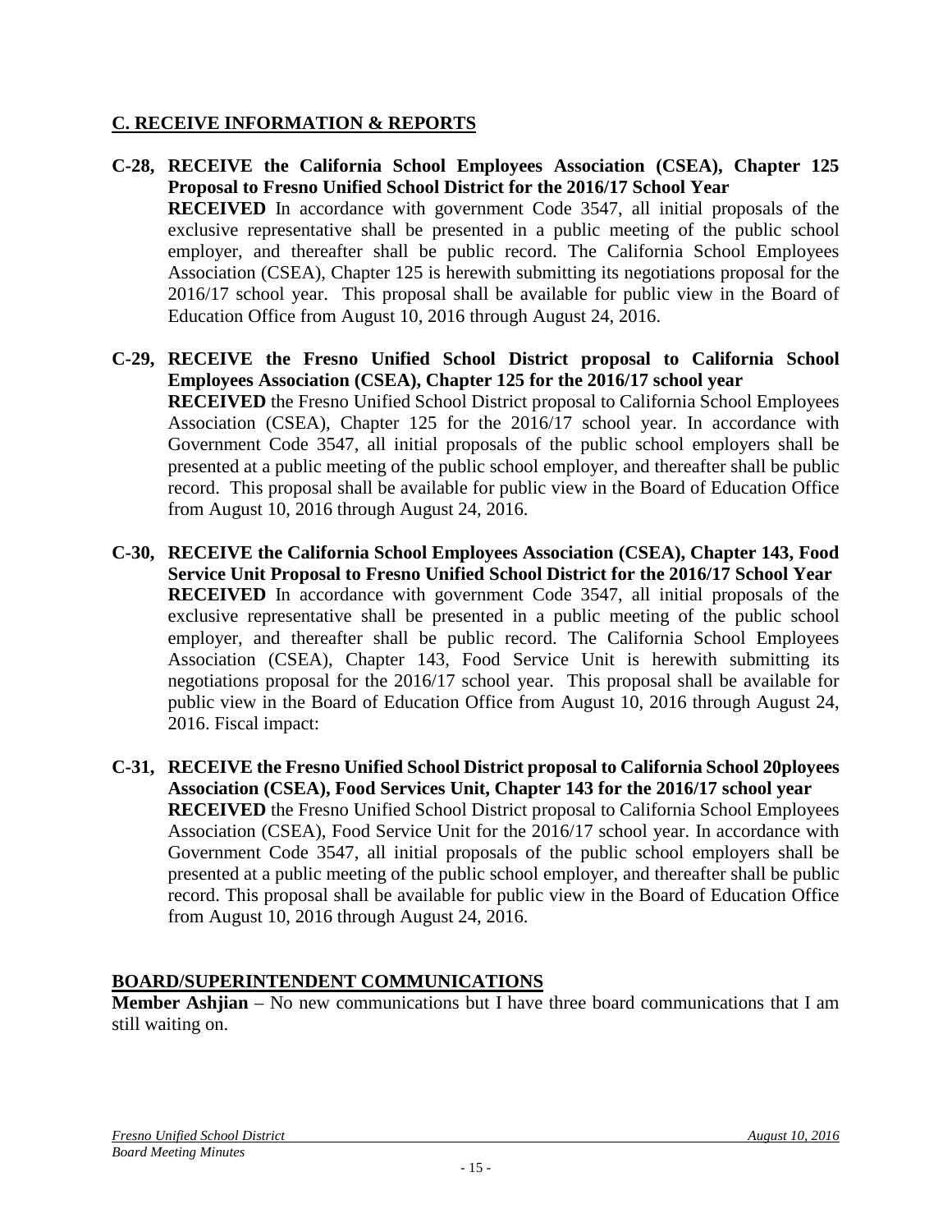## C. RECEIVE INFORMATION & REPORTS

**C-28, RECEIVE the California School Employees Association (CSEA), Chapter 125 Proposal to Fresno Unified School District for the 2016/17 School Year**
**RECEIVED** In accordance with government Code 3547, all initial proposals of the exclusive representative shall be presented in a public meeting of the public school employer, and thereafter shall be public record. The California School Employees Association (CSEA), Chapter 125 is herewith submitting its negotiations proposal for the 2016/17 school year. This proposal shall be available for public view in the Board of Education Office from August 10, 2016 through August 24, 2016.

**C-29, RECEIVE the Fresno Unified School District proposal to California School Employees Association (CSEA), Chapter 125 for the 2016/17 school year**
**RECEIVED** the Fresno Unified School District proposal to California School Employees Association (CSEA), Chapter 125 for the 2016/17 school year. In accordance with Government Code 3547, all initial proposals of the public school employers shall be presented at a public meeting of the public school employer, and thereafter shall be public record. This proposal shall be available for public view in the Board of Education Office from August 10, 2016 through August 24, 2016.

**C-30, RECEIVE the California School Employees Association (CSEA), Chapter 143, Food Service Unit Proposal to Fresno Unified School District for the 2016/17 School Year**
**RECEIVED** In accordance with government Code 3547, all initial proposals of the exclusive representative shall be presented in a public meeting of the public school employer, and thereafter shall be public record. The California School Employees Association (CSEA), Chapter 143, Food Service Unit is herewith submitting its negotiations proposal for the 2016/17 school year. This proposal shall be available for public view in the Board of Education Office from August 10, 2016 through August 24, 2016. Fiscal impact:

**C-31, RECEIVE the Fresno Unified School District proposal to California School 20ployees Association (CSEA), Food Services Unit, Chapter 143 for the 2016/17 school year**
**RECEIVED** the Fresno Unified School District proposal to California School Employees Association (CSEA), Food Service Unit for the 2016/17 school year. In accordance with Government Code 3547, all initial proposals of the public school employers shall be presented at a public meeting of the public school employer, and thereafter shall be public record. This proposal shall be available for public view in the Board of Education Office from August 10, 2016 through August 24, 2016.

## BOARD/SUPERINTENDENT COMMUNICATIONS

**Member Ashjian** – No new communications but I have three board communications that I am still waiting on.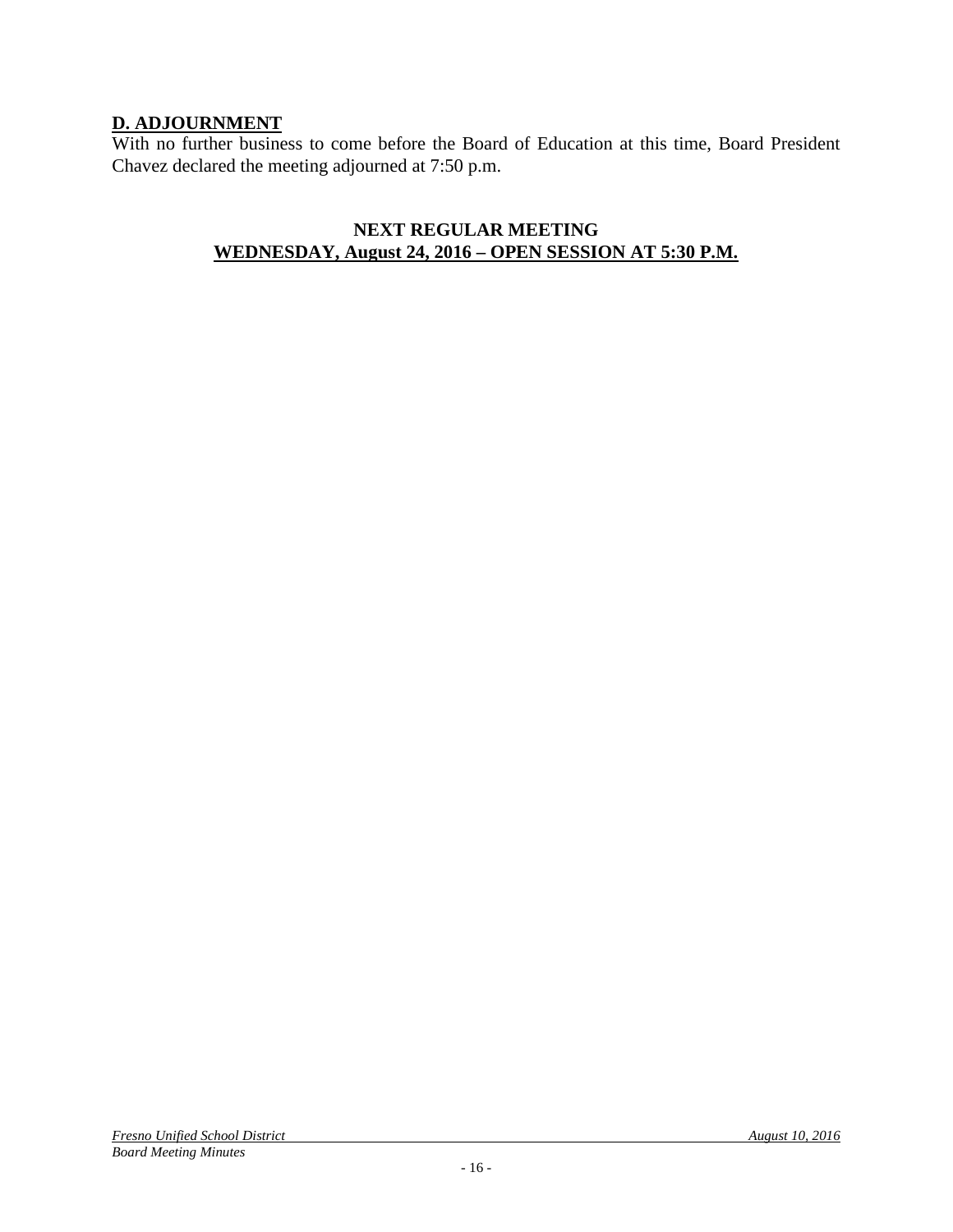## **D. ADJOURNMENT**

With no further business to come before the Board of Education at this time, Board President Chavez declared the meeting adjourned at 7:50 p.m.

**NEXT REGULAR MEETING**

**WEDNESDAY, August 24, 2016 – OPEN SESSION AT 5:30 P.M.**